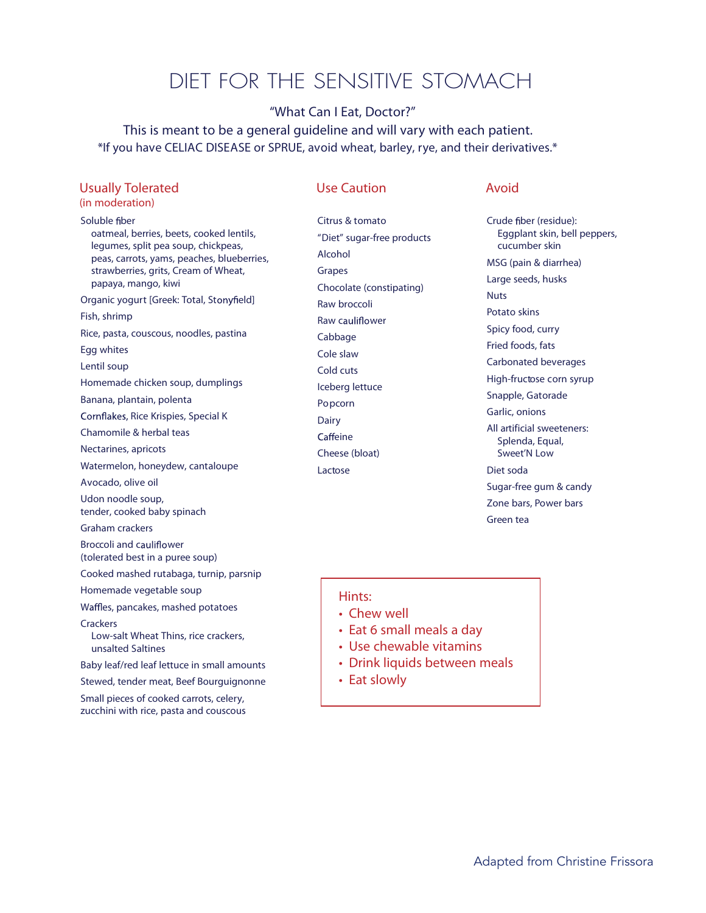# DIET FOR THE SENSITIVE STOMACH

"What Can I Eat, Doctor?"

This is meant to be a general guideline and will vary with each patient.

*If you have CELIAC DISEASE or SPRUE, avoid wheat, barley, rye, and their derivatives.*

## Usually Tolerated
(in moderation)

- Soluble fiber
  - oatmeal, berries, beets, cooked lentils, legumes, split pea soup, chickpeas, peas, carrots, yams, peaches, blueberries, strawberries, grits, Cream of Wheat, papaya, mango, kiwi
- Organic yogurt [Greek: Total, Stonyfield]
- Fish, shrimp
- Rice, pasta, couscous, noodles, pastina
- Egg whites
- Lentil soup
- Homemade chicken soup, dumplings
- Banana, plantain, polenta
- Cornflakes, Rice Krispies, Special K
- Chamomile & herbal teas
- Nectarines, apricots
- Watermelon, honeydew, cantaloupe
- Avocado, olive oil
- Udon noodle soup, tender, cooked baby spinach
- Graham crackers
- Broccoli and cauliflower (tolerated best in a puree soup)
- Cooked mashed rutabaga, turnip, parsnip
- Homemade vegetable soup
- Waffles, pancakes, mashed potatoes
- Crackers
  - Low-salt Wheat Thins, rice crackers, unsalted Saltines
- Baby leaf/red leaf lettuce in small amounts
- Stewed, tender meat, Beef Bourguignonne
- Small pieces of cooked carrots, celery, zucchini with rice, pasta and couscous

## Use Caution

- Citrus & tomato
- "Diet" sugar-free products
- Alcohol
- Grapes
- Chocolate (constipating)
- Raw broccoli
- Raw cauliflower
- Cabbage
- Cole slaw
- Cold cuts
- Iceberg lettuce
- Popcorn
- Dairy
- Caffeine
- Cheese (bloat)
- Lactose

## Avoid

- Crude fiber (residue):
  - Eggplant skin, bell peppers, cucumber skin
- MSG (pain & diarrhea)
- Large seeds, husks
- Nuts
- Potato skins
- Spicy food, curry
- Fried foods, fats
- Carbonated beverages
- High-fructose corn syrup
- Snapple, Gatorade
- Garlic, onions
- All artificial sweeteners:
  - Splenda, Equal, Sweet'N Low
- Diet soda
- Sugar-free gum & candy
- Zone bars, Power bars
- Green tea

## Hints:

- Chew well
- Eat 6 small meals a day
- Use chewable vitamins
- Drink liquids between meals
- Eat slowly

Adapted from Christine Frissora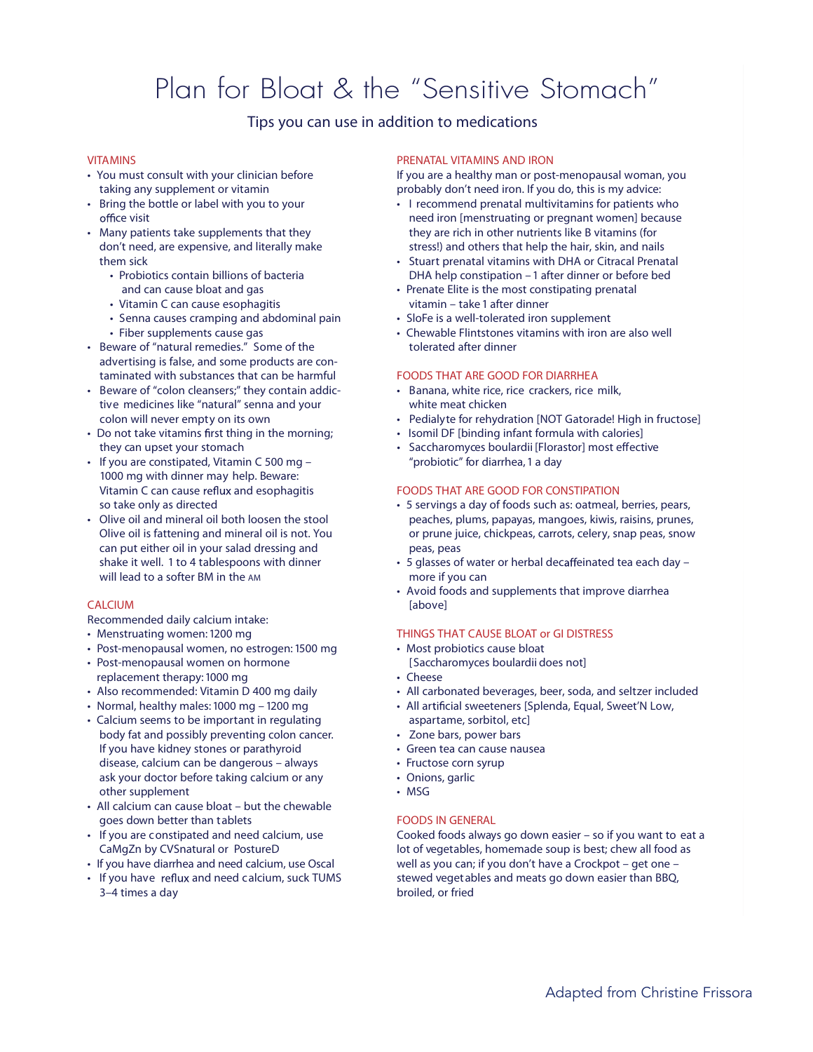# Plan for Bloat & the "Sensitive Stomach"

Tips you can use in addition to medications

## VITAMINS

- You must consult with your clinician before taking any supplement or vitamin
- Bring the bottle or label with you to your office visit
- Many patients take supplements that they don't need, are expensive, and literally make them sick
    - Probiotics contain billions of bacteria and can cause bloat and gas
    - Vitamin C can cause esophagitis
    - Senna causes cramping and abdominal pain
    - Fiber supplements cause gas
- Beware of "natural remedies." Some of the advertising is false, and some products are contaminated with substances that can be harmful
- Beware of "colon cleansers;" they contain addictive medicines like "natural" senna and your colon will never empty on its own
- Do not take vitamins first thing in the morning; they can upset your stomach
- If you are constipated, Vitamin C 500 mg – 1000 mg with dinner may help. Beware: Vitamin C can cause reflux and esophagitis so take only as directed
- Olive oil and mineral oil both loosen the stool Olive oil is fattening and mineral oil is not. You can put either oil in your salad dressing and shake it well. 1 to 4 tablespoons with dinner will lead to a softer BM in the AM

## CALCIUM

Recommended daily calcium intake:

- Menstruating women: 1200 mg
- Post-menopausal women, no estrogen: 1500 mg
- Post-menopausal women on hormone replacement therapy: 1000 mg
- Also recommended: Vitamin D 400 mg daily
- Normal, healthy males: 1000 mg – 1200 mg
- Calcium seems to be important in regulating body fat and possibly preventing colon cancer. If you have kidney stones or parathyroid disease, calcium can be dangerous – always ask your doctor before taking calcium or any other supplement
- All calcium can cause bloat – but the chewable goes down better than tablets
- If you are constipated and need calcium, use CaMgZn by CVSnatural or PostureD
- If you have diarrhea and need calcium, use Oscal
- If you have reflux and need calcium, suck TUMS 3–4 times a day

## PRENATAL VITAMINS AND IRON

If you are a healthy man or post-menopausal woman, you probably don't need iron. If you do, this is my advice:

- I recommend prenatal multivitamins for patients who need iron [menstruating or pregnant women] because they are rich in other nutrients like B vitamins (for stress!) and others that help the hair, skin, and nails
- Stuart prenatal vitamins with DHA or Citracal Prenatal DHA help constipation – 1 after dinner or before bed
- Prenate Elite is the most constipating prenatal vitamin – take 1 after dinner
- SloFe is a well-tolerated iron supplement
- Chewable Flintstones vitamins with iron are also well tolerated after dinner

## FOODS THAT ARE GOOD FOR DIARRHEA

- Banana, white rice, rice crackers, rice milk, white meat chicken
- Pedialyte for rehydration [NOT Gatorade! High in fructose]
- Isomil DF [binding infant formula with calories]
- Saccharomyces boulardii [Florastor] most effective "probiotic" for diarrhea, 1 a day

## FOODS THAT ARE GOOD FOR CONSTIPATION

- 5 servings a day of foods such as: oatmeal, berries, pears, peaches, plums, papayas, mangoes, kiwis, raisins, prunes, or prune juice, chickpeas, carrots, celery, snap peas, snow peas, peas
- 5 glasses of water or herbal decaffeinated tea each day – more if you can
- Avoid foods and supplements that improve diarrhea [above]

## THINGS THAT CAUSE BLOAT or GI DISTRESS

- Most probiotics cause bloat [Saccharomyces boulardii does not]
- Cheese
- All carbonated beverages, beer, soda, and seltzer included
- All artificial sweeteners [Splenda, Equal, Sweet'N Low, aspartame, sorbitol, etc]
- Zone bars, power bars
- Green tea can cause nausea
- Fructose corn syrup
- Onions, garlic
- MSG

## FOODS IN GENERAL

Cooked foods always go down easier – so if you want to eat a lot of vegetables, homemade soup is best; chew all food as well as you can; if you don't have a Crockpot – get one – stewed vegetables and meats go down easier than BBQ, broiled, or fried

Adapted from Christine Frissora